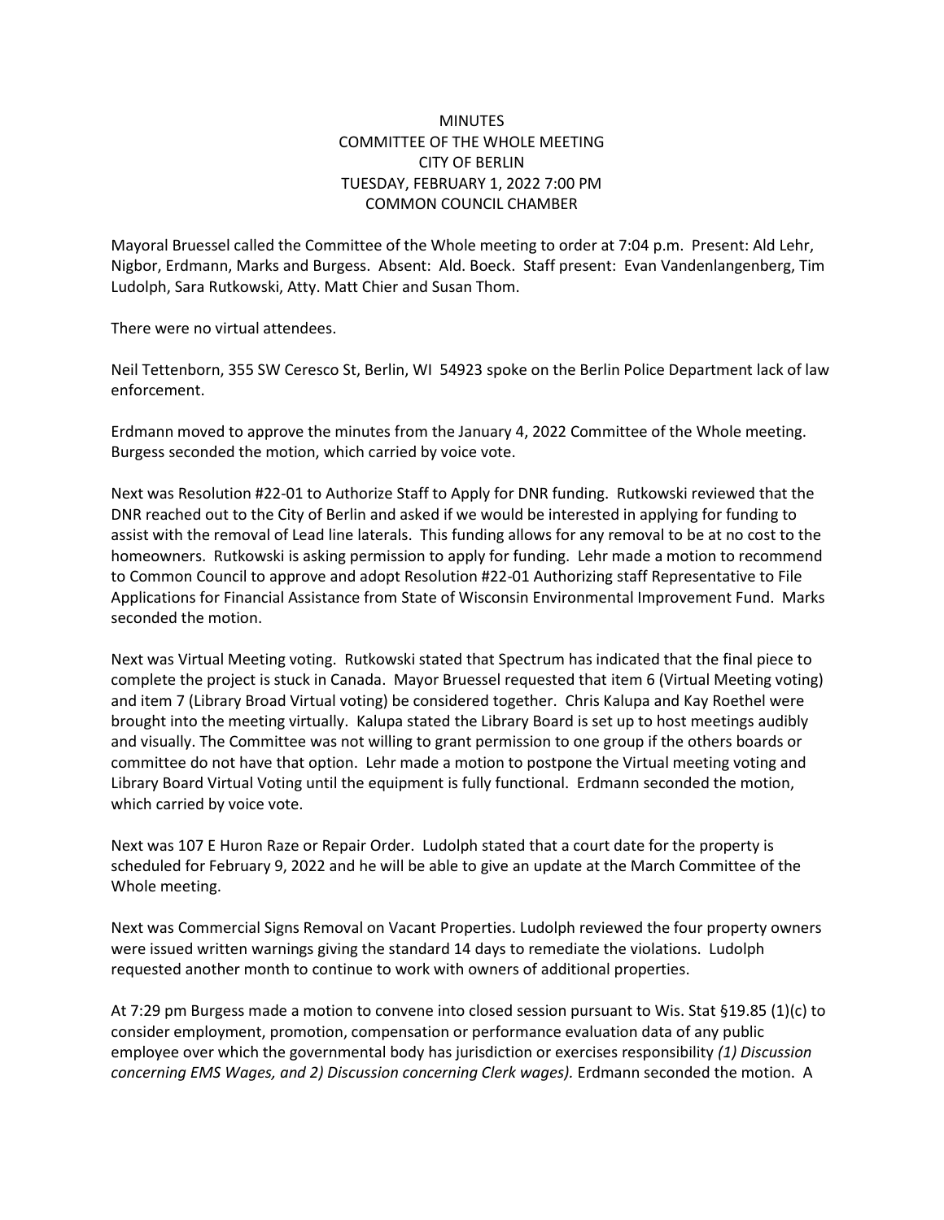# MINUTES
## COMMITTEE OF THE WHOLE MEETING
## CITY OF BERLIN
## TUESDAY, FEBRUARY 1, 2022 7:00 PM
## COMMON COUNCIL CHAMBER

Mayoral Bruessel called the Committee of the Whole meeting to order at 7:04 p.m. Present: Ald Lehr, Nigbor, Erdmann, Marks and Burgess. Absent: Ald. Boeck. Staff present: Evan Vandenlangenberg, Tim Ludolph, Sara Rutkowski, Atty. Matt Chier and Susan Thom.

There were no virtual attendees.

Neil Tettenborn, 355 SW Ceresco St, Berlin, WI 54923 spoke on the Berlin Police Department lack of law enforcement.

Erdmann moved to approve the minutes from the January 4, 2022 Committee of the Whole meeting. Burgess seconded the motion, which carried by voice vote.

Next was Resolution #22-01 to Authorize Staff to Apply for DNR funding. Rutkowski reviewed that the DNR reached out to the City of Berlin and asked if we would be interested in applying for funding to assist with the removal of Lead line laterals. This funding allows for any removal to be at no cost to the homeowners. Rutkowski is asking permission to apply for funding. Lehr made a motion to recommend to Common Council to approve and adopt Resolution #22-01 Authorizing staff Representative to File Applications for Financial Assistance from State of Wisconsin Environmental Improvement Fund. Marks seconded the motion.

Next was Virtual Meeting voting. Rutkowski stated that Spectrum has indicated that the final piece to complete the project is stuck in Canada. Mayor Bruessel requested that item 6 (Virtual Meeting voting) and item 7 (Library Broad Virtual voting) be considered together. Chris Kalupa and Kay Roethel were brought into the meeting virtually. Kalupa stated the Library Board is set up to host meetings audibly and visually. The Committee was not willing to grant permission to one group if the others boards or committee do not have that option. Lehr made a motion to postpone the Virtual meeting voting and Library Board Virtual Voting until the equipment is fully functional. Erdmann seconded the motion, which carried by voice vote.

Next was 107 E Huron Raze or Repair Order. Ludolph stated that a court date for the property is scheduled for February 9, 2022 and he will be able to give an update at the March Committee of the Whole meeting.

Next was Commercial Signs Removal on Vacant Properties. Ludolph reviewed the four property owners were issued written warnings giving the standard 14 days to remediate the violations. Ludolph requested another month to continue to work with owners of additional properties.

At 7:29 pm Burgess made a motion to convene into closed session pursuant to Wis. Stat §19.85 (1)(c) to consider employment, promotion, compensation or performance evaluation data of any public employee over which the governmental body has jurisdiction or exercises responsibility *(1) Discussion concerning EMS Wages, and 2) Discussion concerning Clerk wages).* Erdmann seconded the motion. A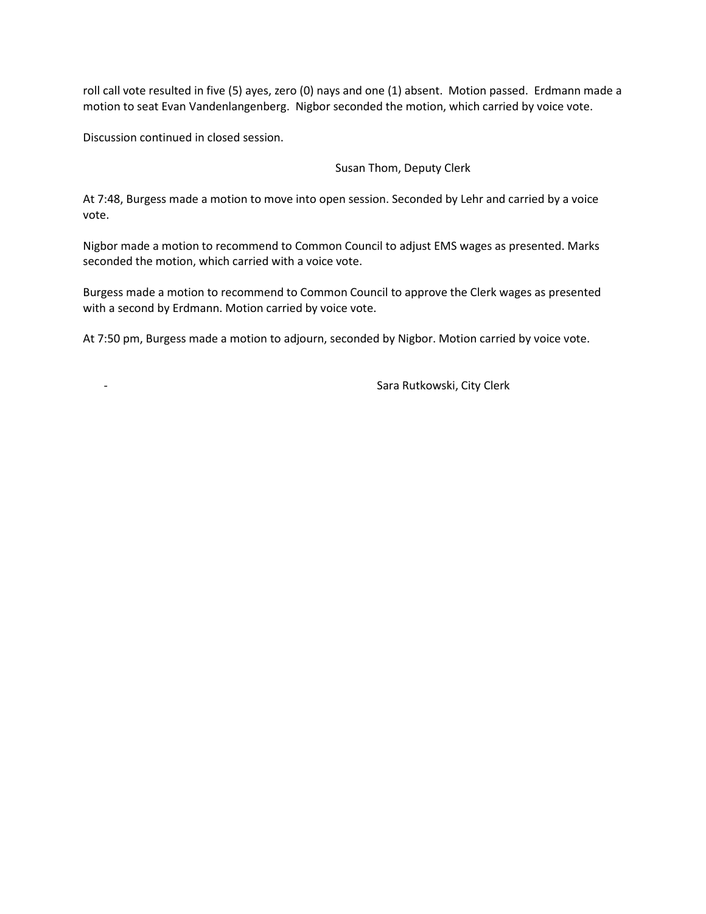roll call vote resulted in five (5) ayes, zero (0) nays and one (1) absent. Motion passed. Erdmann made a motion to seat Evan Vandenlangenberg. Nigbor seconded the motion, which carried by voice vote.

Discussion continued in closed session.

Susan Thom, Deputy Clerk

At 7:48, Burgess made a motion to move into open session. Seconded by Lehr and carried by a voice vote.

Nigbor made a motion to recommend to Common Council to adjust EMS wages as presented. Marks seconded the motion, which carried with a voice vote.

Burgess made a motion to recommend to Common Council to approve the Clerk wages as presented with a second by Erdmann. Motion carried by voice vote.

At 7:50 pm, Burgess made a motion to adjourn, seconded by Nigbor. Motion carried by voice vote.

- Sara Rutkowski, City Clerk